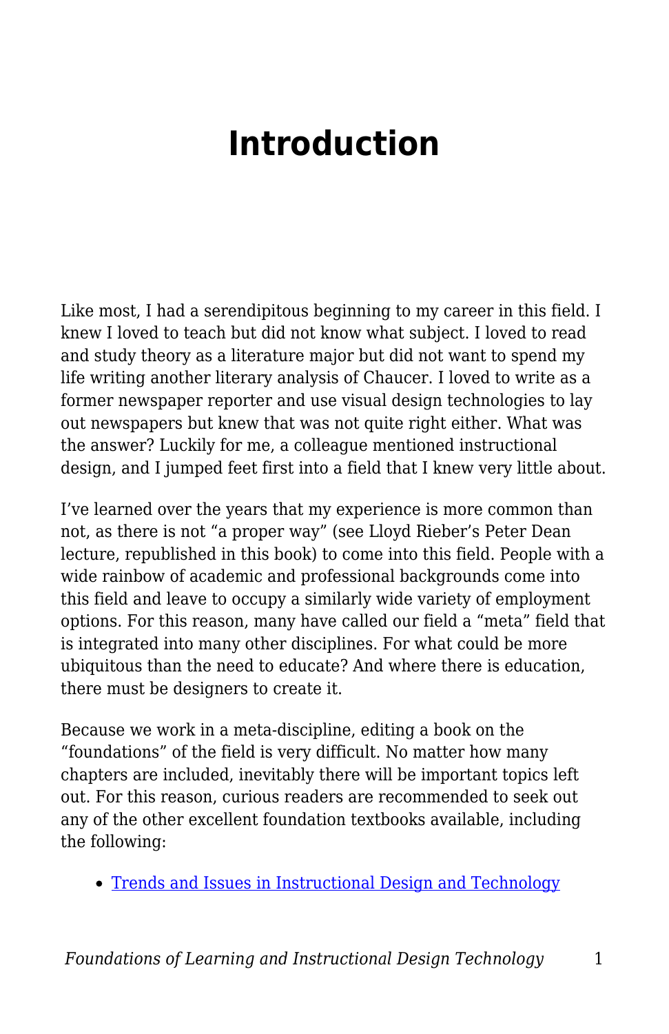# Introduction

Like most, I had a serendipitous beginning to my career in this field. I knew I loved to teach but did not know what subject. I loved to read and study theory as a literature major but did not want to spend my life writing another literary analysis of Chaucer. I loved to write as a former newspaper reporter and use visual design technologies to lay out newspapers but knew that was not quite right either. What was the answer? Luckily for me, a colleague mentioned instructional design, and I jumped feet first into a field that I knew very little about.

I've learned over the years that my experience is more common than not, as there is not "a proper way" (see Lloyd Rieber's Peter Dean lecture, republished in this book) to come into this field. People with a wide rainbow of academic and professional backgrounds come into this field and leave to occupy a similarly wide variety of employment options. For this reason, many have called our field a "meta" field that is integrated into many other disciplines. For what could be more ubiquitous than the need to educate? And where there is education, there must be designers to create it.

Because we work in a meta-discipline, editing a book on the "foundations" of the field is very difficult. No matter how many chapters are included, inevitably there will be important topics left out. For this reason, curious readers are recommended to seek out any of the other excellent foundation textbooks available, including the following:

- Trends and Issues in Instructional Design and Technology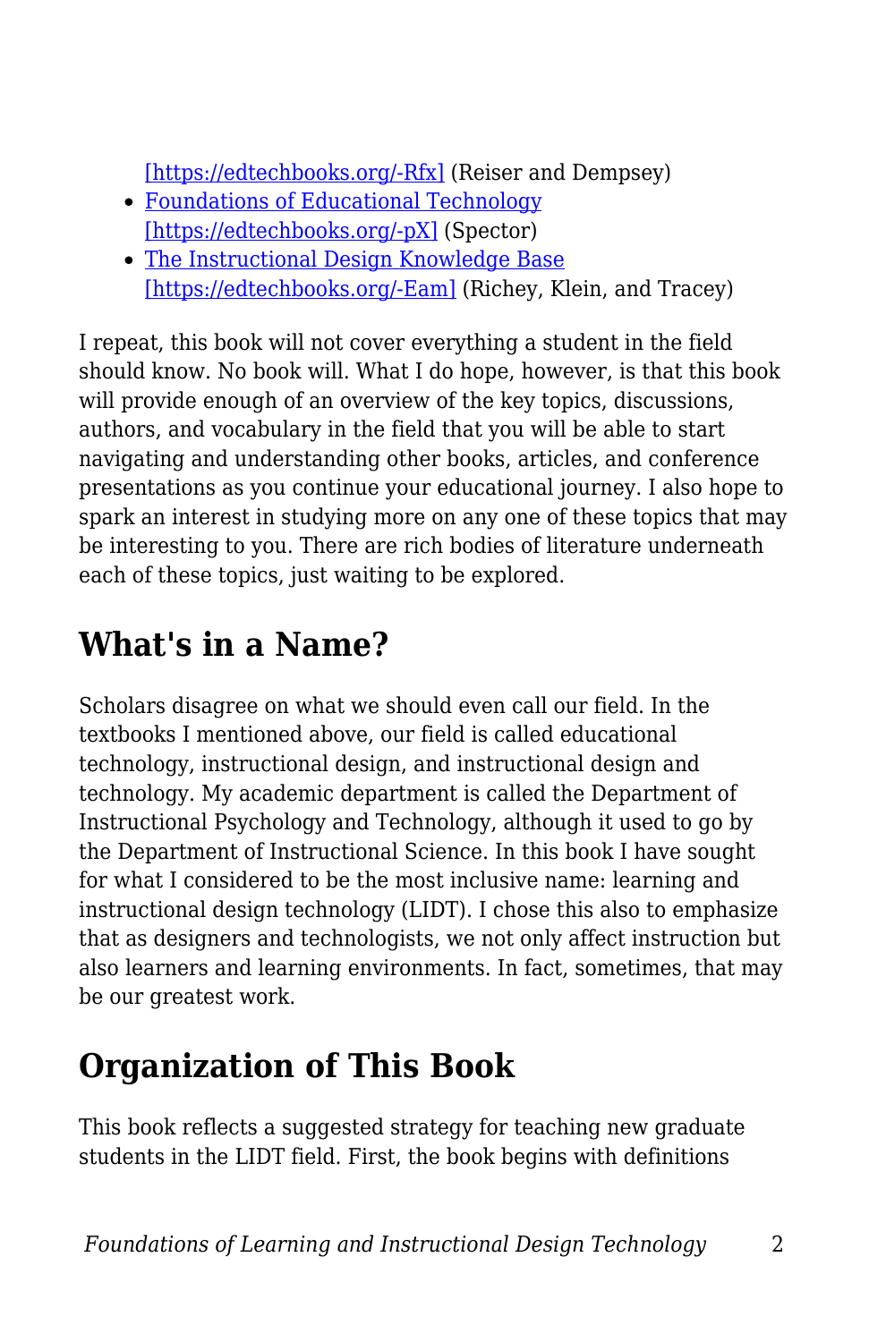[https://edtechbooks.org/-Rfx] (Reiser and Dempsey)

- Foundations of Educational Technology [https://edtechbooks.org/-pX] (Spector)
- The Instructional Design Knowledge Base [https://edtechbooks.org/-Eam] (Richey, Klein, and Tracey)

I repeat, this book will not cover everything a student in the field should know. No book will. What I do hope, however, is that this book will provide enough of an overview of the key topics, discussions, authors, and vocabulary in the field that you will be able to start navigating and understanding other books, articles, and conference presentations as you continue your educational journey. I also hope to spark an interest in studying more on any one of these topics that may be interesting to you. There are rich bodies of literature underneath each of these topics, just waiting to be explored.

## What's in a Name?

Scholars disagree on what we should even call our field. In the textbooks I mentioned above, our field is called educational technology, instructional design, and instructional design and technology. My academic department is called the Department of Instructional Psychology and Technology, although it used to go by the Department of Instructional Science. In this book I have sought for what I considered to be the most inclusive name: learning and instructional design technology (LIDT). I chose this also to emphasize that as designers and technologists, we not only affect instruction but also learners and learning environments. In fact, sometimes, that may be our greatest work.

## Organization of This Book

This book reflects a suggested strategy for teaching new graduate students in the LIDT field. First, the book begins with definitions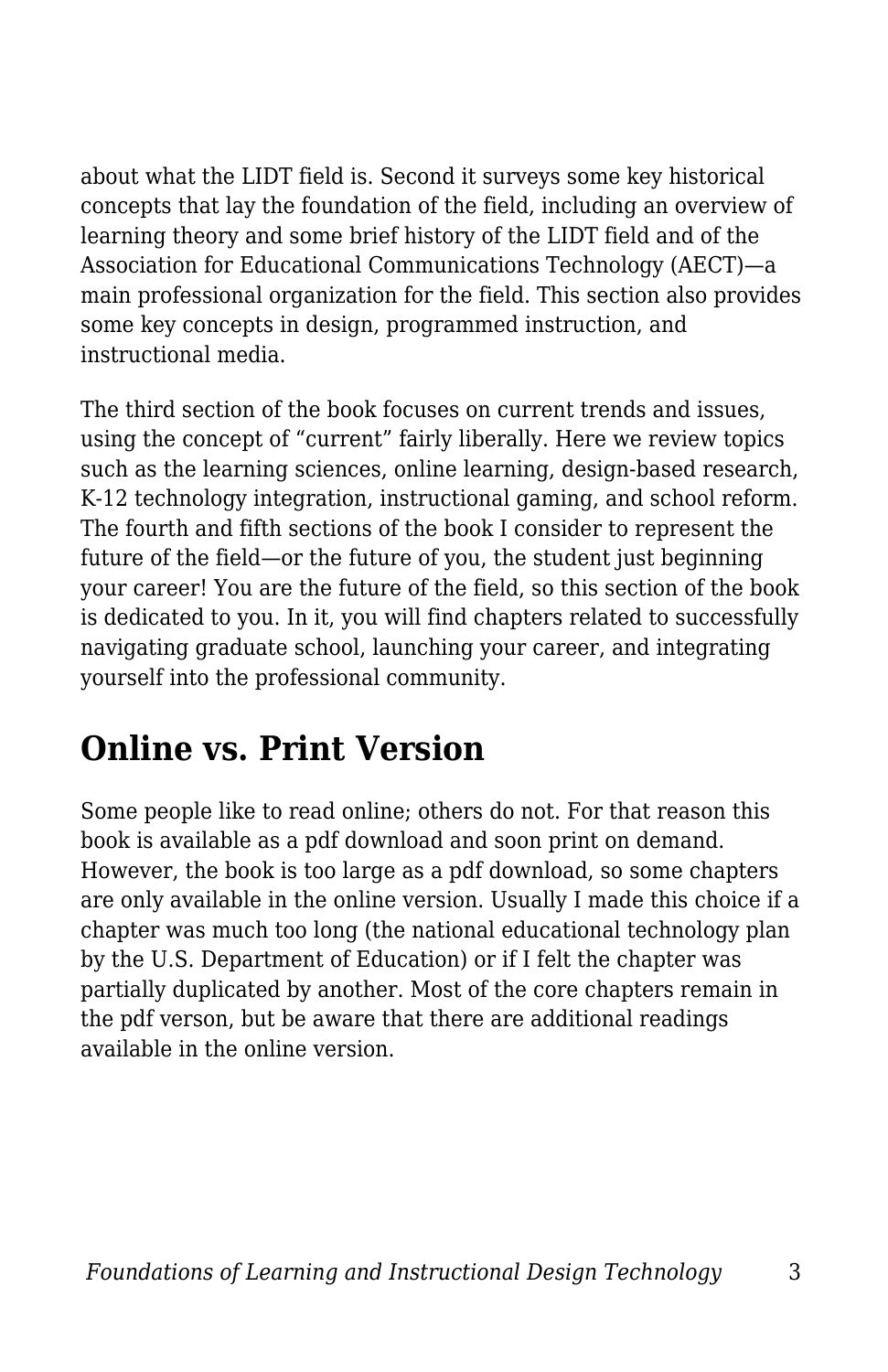about what the LIDT field is. Second it surveys some key historical concepts that lay the foundation of the field, including an overview of learning theory and some brief history of the LIDT field and of the Association for Educational Communications Technology (AECT)—a main professional organization for the field. This section also provides some key concepts in design, programmed instruction, and instructional media.

The third section of the book focuses on current trends and issues, using the concept of "current" fairly liberally. Here we review topics such as the learning sciences, online learning, design-based research, K-12 technology integration, instructional gaming, and school reform. The fourth and fifth sections of the book I consider to represent the future of the field—or the future of you, the student just beginning your career! You are the future of the field, so this section of the book is dedicated to you. In it, you will find chapters related to successfully navigating graduate school, launching your career, and integrating yourself into the professional community.

## Online vs. Print Version

Some people like to read online; others do not. For that reason this book is available as a pdf download and soon print on demand. However, the book is too large as a pdf download, so some chapters are only available in the online version. Usually I made this choice if a chapter was much too long (the national educational technology plan by the U.S. Department of Education) or if I felt the chapter was partially duplicated by another. Most of the core chapters remain in the pdf verson, but be aware that there are additional readings available in the online version.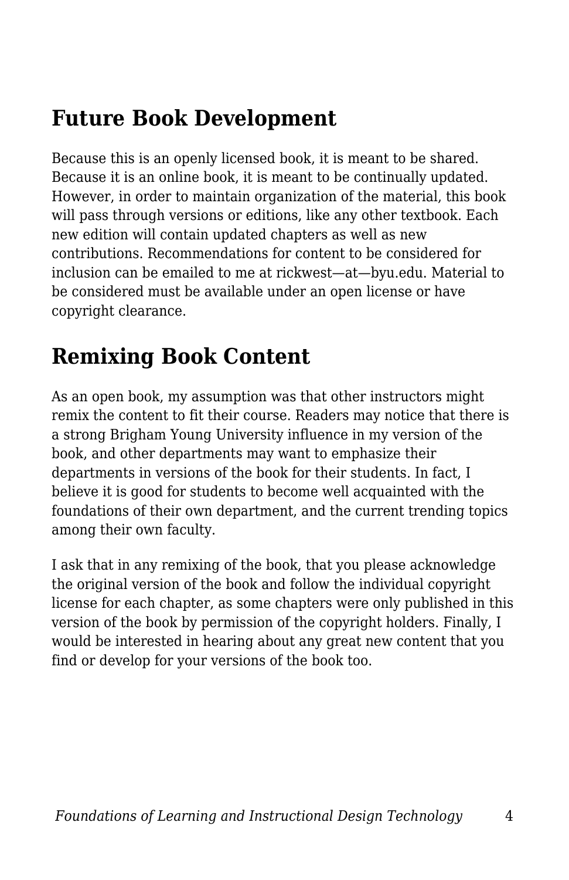## Future Book Development

Because this is an openly licensed book, it is meant to be shared. Because it is an online book, it is meant to be continually updated. However, in order to maintain organization of the material, this book will pass through versions or editions, like any other textbook. Each new edition will contain updated chapters as well as new contributions. Recommendations for content to be considered for inclusion can be emailed to me at rickwest—at—byu.edu. Material to be considered must be available under an open license or have copyright clearance.

## Remixing Book Content

As an open book, my assumption was that other instructors might remix the content to fit their course. Readers may notice that there is a strong Brigham Young University influence in my version of the book, and other departments may want to emphasize their departments in versions of the book for their students. In fact, I believe it is good for students to become well acquainted with the foundations of their own department, and the current trending topics among their own faculty.

I ask that in any remixing of the book, that you please acknowledge the original version of the book and follow the individual copyright license for each chapter, as some chapters were only published in this version of the book by permission of the copyright holders. Finally, I would be interested in hearing about any great new content that you find or develop for your versions of the book too.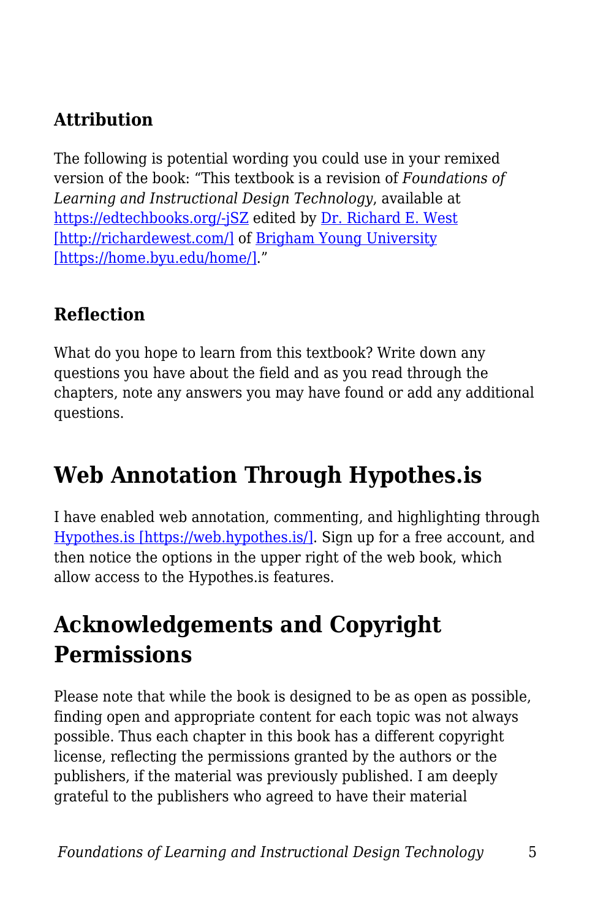### Attribution

The following is potential wording you could use in your remixed version of the book: "This textbook is a revision of *Foundations of Learning and Instructional Design Technology*, available at https://edtechbooks.org/-jSZ edited by Dr. Richard E. West [http://richardewest.com/] of Brigham Young University [https://home.byu.edu/home/]."

### Reflection

What do you hope to learn from this textbook? Write down any questions you have about the field and as you read through the chapters, note any answers you may have found or add any additional questions.

## Web Annotation Through Hypothes.is

I have enabled web annotation, commenting, and highlighting through Hypothes.is [https://web.hypothes.is/]. Sign up for a free account, and then notice the options in the upper right of the web book, which allow access to the Hypothes.is features.

## Acknowledgements and Copyright Permissions

Please note that while the book is designed to be as open as possible, finding open and appropriate content for each topic was not always possible. Thus each chapter in this book has a different copyright license, reflecting the permissions granted by the authors or the publishers, if the material was previously published. I am deeply grateful to the publishers who agreed to have their material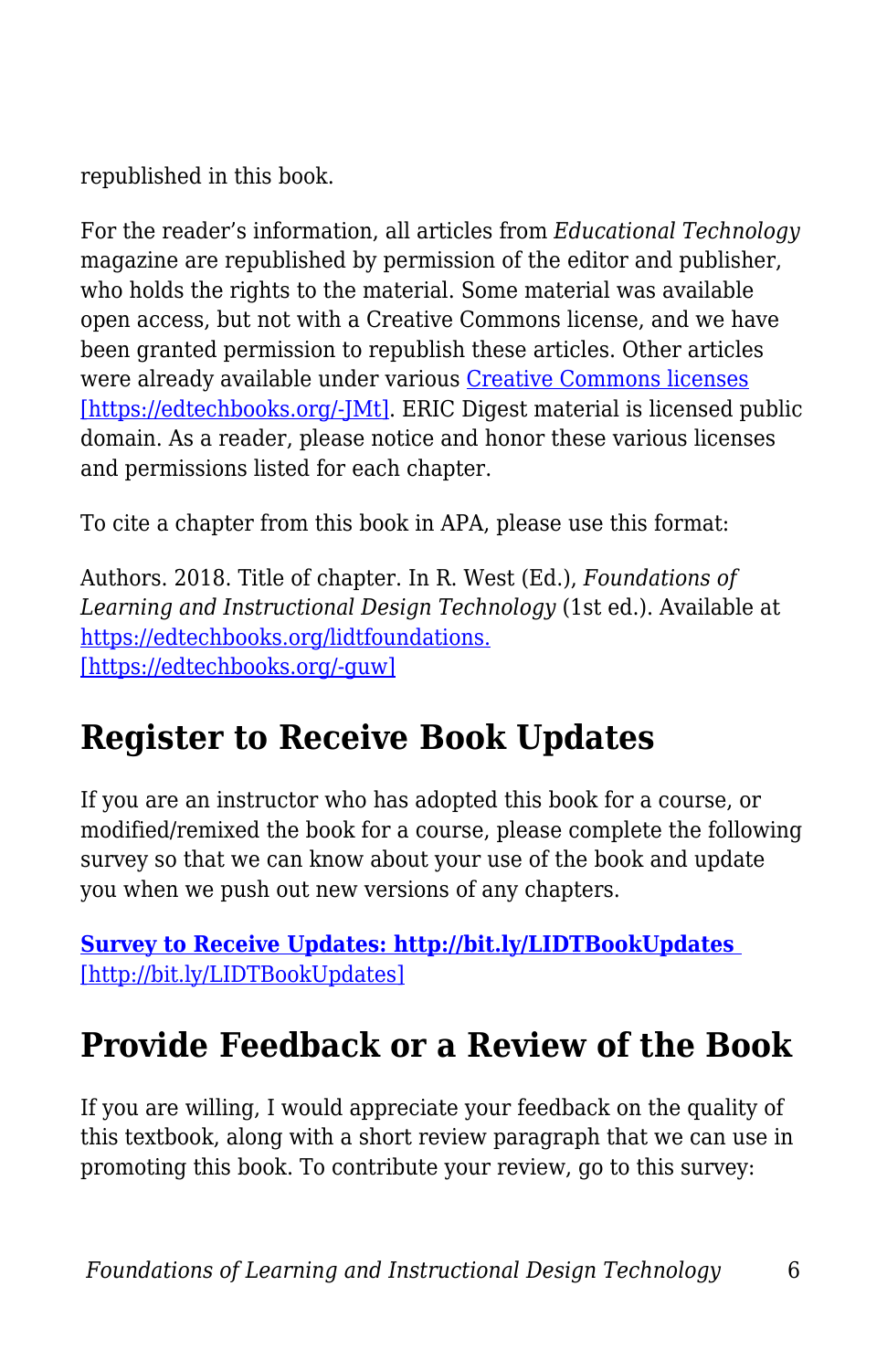republished in this book.

For the reader's information, all articles from *Educational Technology* magazine are republished by permission of the editor and publisher, who holds the rights to the material. Some material was available open access, but not with a Creative Commons license, and we have been granted permission to republish these articles. Other articles were already available under various [Creative Commons licenses](https://edtechbooks.org/-JMt) [https://edtechbooks.org/-JMt]. ERIC Digest material is licensed public domain. As a reader, please notice and honor these various licenses and permissions listed for each chapter.

To cite a chapter from this book in APA, please use this format:

Authors. 2018. Title of chapter. In R. West (Ed.), *Foundations of Learning and Instructional Design Technology* (1st ed.). Available at [https://edtechbooks.org/lidtfoundations.](https://edtechbooks.org/-guw) [https://edtechbooks.org/-guw]

## Register to Receive Book Updates

If you are an instructor who has adopted this book for a course, or modified/remixed the book for a course, please complete the following survey so that we can know about your use of the book and update you when we push out new versions of any chapters.

[**Survey to Receive Updates: http://bit.ly/LIDTBookUpdates**](http://bit.ly/LIDTBookUpdates) [http://bit.ly/LIDTBookUpdates]

## Provide Feedback or a Review of the Book

If you are willing, I would appreciate your feedback on the quality of this textbook, along with a short review paragraph that we can use in promoting this book. To contribute your review, go to this survey: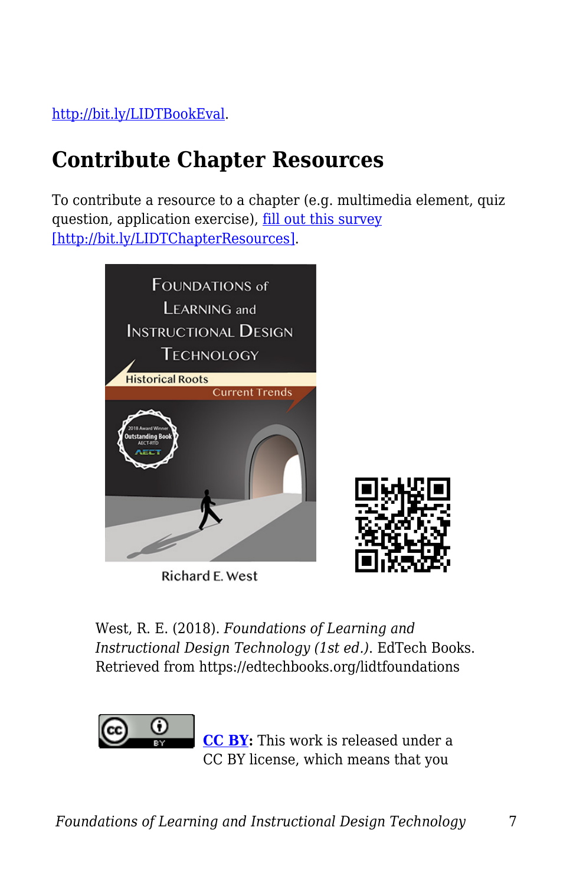http://bit.ly/LIDTBookEval.

## Contribute Chapter Resources

To contribute a resource to a chapter (e.g. multimedia element, quiz question, application exercise), fill out this survey [http://bit.ly/LIDTChapterResources].

West, R. E. (2018). *Foundations of Learning and Instructional Design Technology (1st ed.).* EdTech Books. Retrieved from https://edtechbooks.org/lidtfoundations

**CC BY:** This work is released under a CC BY license, which means that you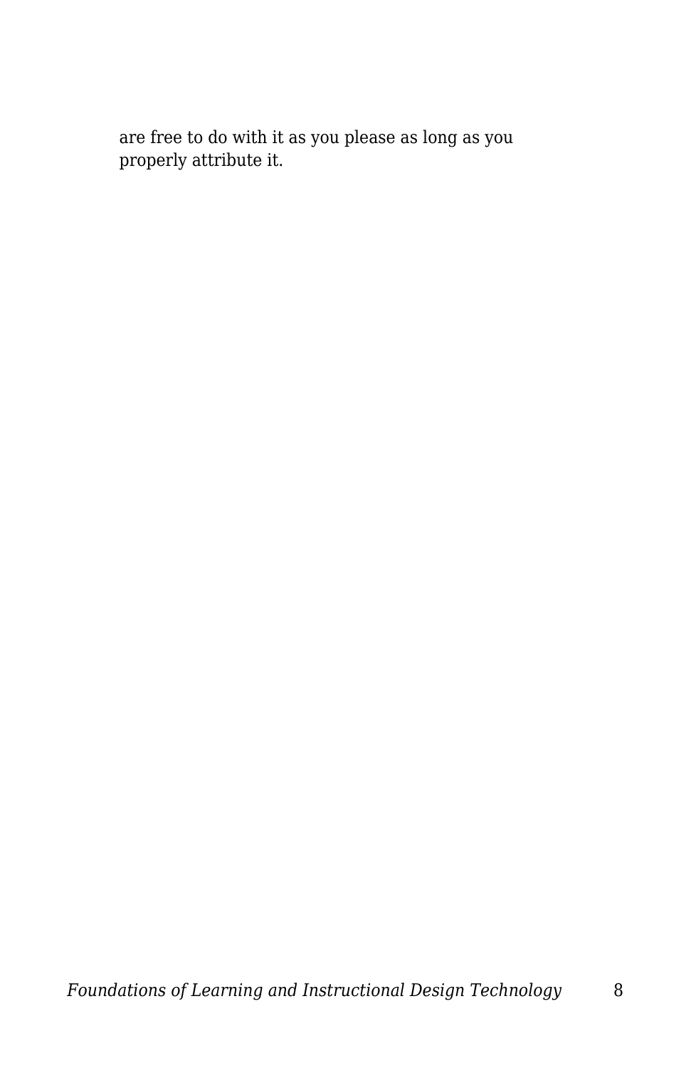are free to do with it as you please as long as you properly attribute it.